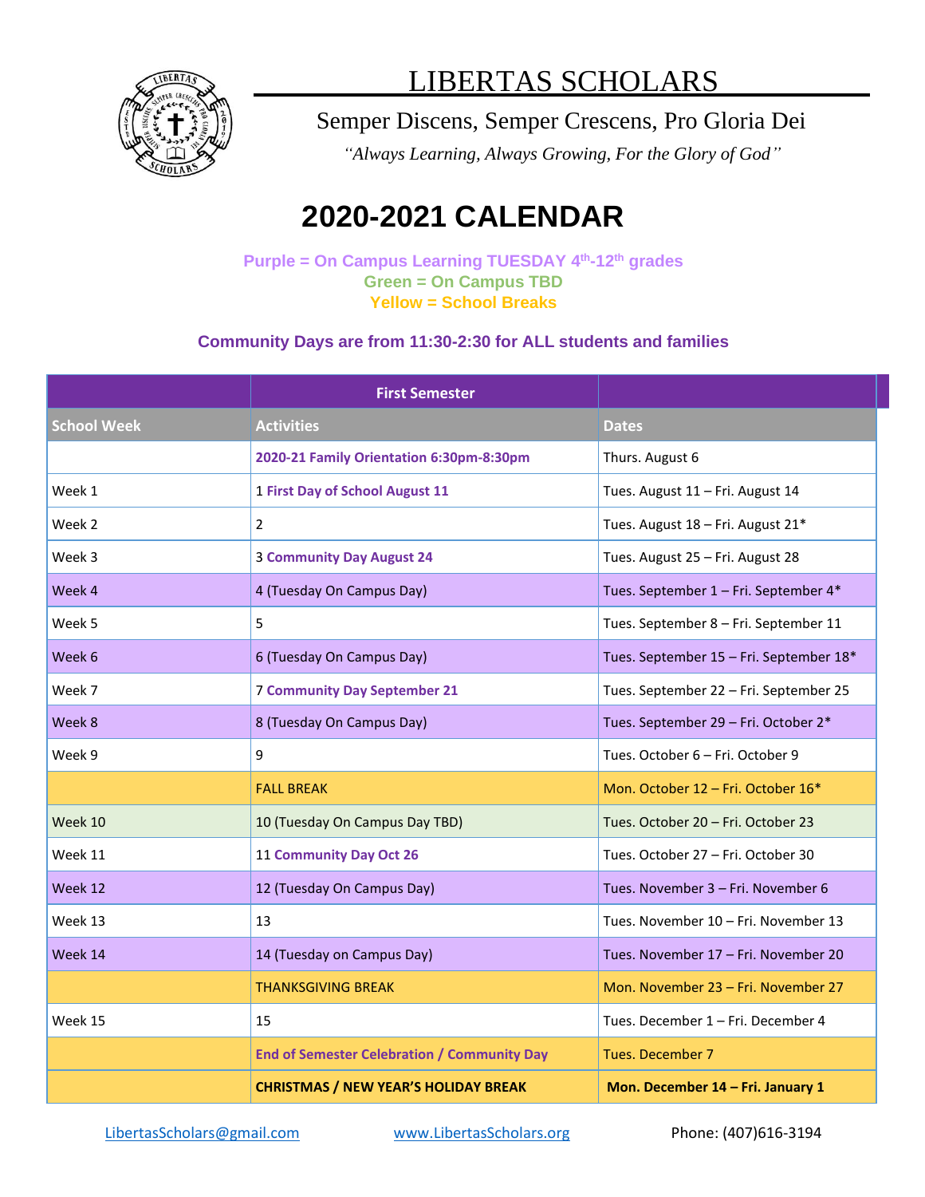# LIBERTAS SCHOLARS

Semper Discens, Semper Crescens, Pro Gloria Dei

*"Always Learning, Always Growing, For the Glory of God"*

## 2020-2021 CALENDAR

**Purple = On Campus Learning TUESDAY 4th-12th grades**
**Green = On Campus TBD**
**Yellow = School Breaks**

**Community Days are from 11:30-2:30 for ALL students and families**

| | First Semester | |
|---|---|---|
| **School Week** | **Activities** | **Dates** |
| | **2020-21 Family Orientation 6:30pm-8:30pm** | Thurs. August 6 |
| Week 1 | 1 **First Day of School August 11** | Tues. August 11 – Fri. August 14 |
| Week 2 | 2 | Tues. August 18 – Fri. August 21* |
| Week 3 | 3 **Community Day August 24** | Tues. August 25 – Fri. August 28 |
| Week 4 | 4 (Tuesday On Campus Day) | Tues. September 1 – Fri. September 4* |
| Week 5 | 5 | Tues. September 8 – Fri. September 11 |
| Week 6 | 6 (Tuesday On Campus Day) | Tues. September 15 – Fri. September 18* |
| Week 7 | 7 **Community Day September 21** | Tues. September 22 – Fri. September 25 |
| Week 8 | 8 (Tuesday On Campus Day) | Tues. September 29 – Fri. October 2* |
| Week 9 | 9 | Tues. October 6 – Fri. October 9 |
| | FALL BREAK | Mon. October 12 – Fri. October 16* |
| Week 10 | 10 (Tuesday On Campus Day TBD) | Tues. October 20 – Fri. October 23 |
| Week 11 | 11 **Community Day Oct 26** | Tues. October 27 – Fri. October 30 |
| Week 12 | 12 (Tuesday On Campus Day) | Tues. November 3 – Fri. November 6 |
| Week 13 | 13 | Tues. November 10 – Fri. November 13 |
| Week 14 | 14 (Tuesday on Campus Day) | Tues. November 17 – Fri. November 20 |
| | THANKSGIVING BREAK | Mon. November 23 – Fri. November 27 |
| Week 15 | 15 | Tues. December 1 – Fri. December 4 |
| | **End of Semester Celebration / Community Day** | Tues. December 7 |
| | **CHRISTMAS / NEW YEAR'S HOLIDAY BREAK** | **Mon. December 14 – Fri. January 1** |

LibertasScholars@gmail.com www.LibertasScholars.org Phone: (407)616-3194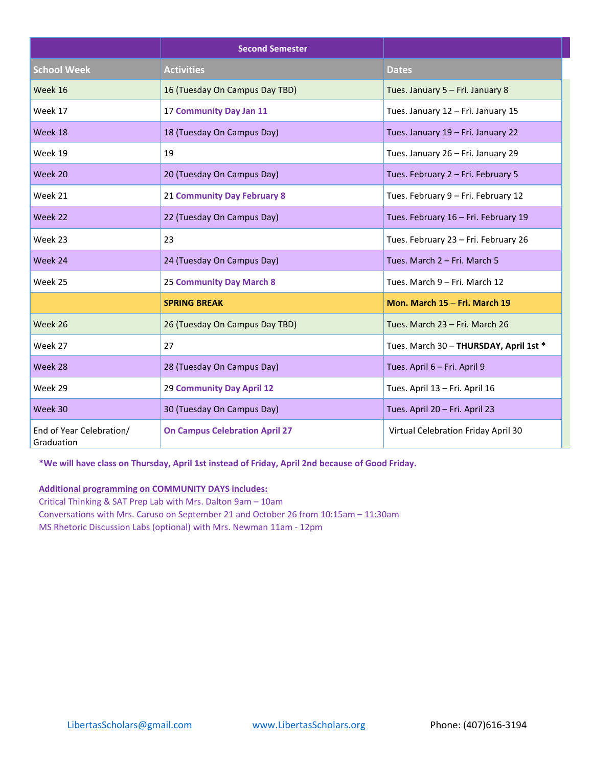| Second Semester | | |
| --- | --- | --- |
| **School Week** | **Activities** | **Dates** |
| Week 16 | 16 (Tuesday On Campus Day TBD) | Tues. January 5 – Fri. January 8 |
| Week 17 | 17 **Community Day Jan 11** | Tues. January 12 – Fri. January 15 |
| Week 18 | 18 (Tuesday On Campus Day) | Tues. January 19 – Fri. January 22 |
| Week 19 | 19 | Tues. January 26 – Fri. January 29 |
| Week 20 | 20 (Tuesday On Campus Day) | Tues. February 2 – Fri. February 5 |
| Week 21 | 21 **Community Day February 8** | Tues. February 9 – Fri. February 12 |
| Week 22 | 22 (Tuesday On Campus Day) | Tues. February 16 – Fri. February 19 |
| Week 23 | 23 | Tues. February 23 – Fri. February 26 |
| Week 24 | 24 (Tuesday On Campus Day) | Tues. March 2 – Fri. March 5 |
| Week 25 | 25 **Community Day March 8** | Tues. March 9 – Fri. March 12 |
| | **SPRING BREAK** | **Mon. March 15 – Fri. March 19** |
| Week 26 | 26 (Tuesday On Campus Day TBD) | Tues. March 23 – Fri. March 26 |
| Week 27 | 27 | Tues. March 30 – **THURSDAY, April 1st *** |
| Week 28 | 28 (Tuesday On Campus Day) | Tues. April 6 – Fri. April 9 |
| Week 29 | 29 **Community Day April 12** | Tues. April 13 – Fri. April 16 |
| Week 30 | 30 (Tuesday On Campus Day) | Tues. April 20 – Fri. April 23 |
| End of Year Celebration/ Graduation | **On Campus Celebration April 27** | Virtual Celebration Friday April 30 |

***We will have class on Thursday, April 1st instead of Friday, April 2nd because of Good Friday.**

**Additional programming on COMMUNITY DAYS includes:**

Critical Thinking & SAT Prep Lab with Mrs. Dalton 9am – 10am
Conversations with Mrs. Caruso on September 21 and October 26 from 10:15am – 11:30am
MS Rhetoric Discussion Labs (optional) with Mrs. Newman 11am - 12pm

LibertasScholars@gmail.com www.LibertasScholars.org Phone: (407)616-3194